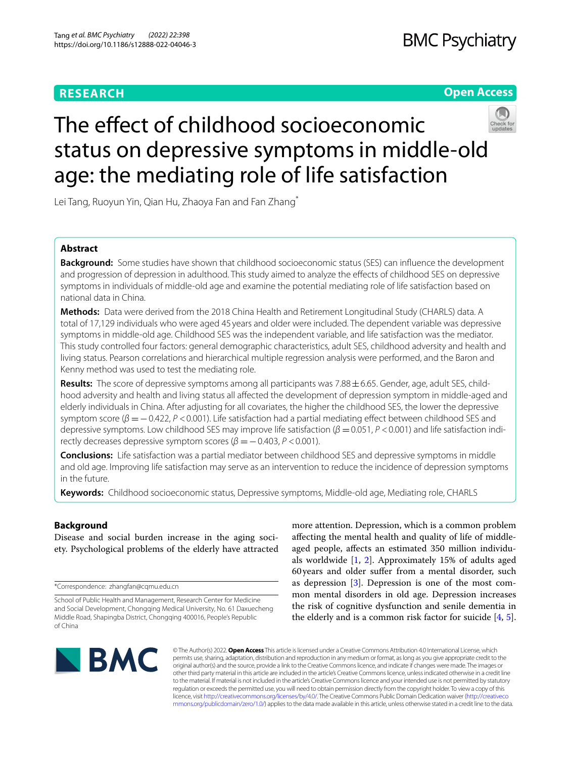**RESEARCH** **Open Access**

# The effect of childhood socioeconomic status on depressive symptoms in middle-old age: the mediating role of life satisfaction

Lei Tang, Ruoyun Yin, Qian Hu, Zhaoya Fan and Fan Zhang*

## Abstract

**Background:** Some studies have shown that childhood socioeconomic status (SES) can influence the development and progression of depression in adulthood. This study aimed to analyze the effects of childhood SES on depressive symptoms in individuals of middle-old age and examine the potential mediating role of life satisfaction based on national data in China.

**Methods:** Data were derived from the 2018 China Health and Retirement Longitudinal Study (CHARLS) data. A total of 17,129 individuals who were aged 45 years and older were included. The dependent variable was depressive symptoms in middle-old age. Childhood SES was the independent variable, and life satisfaction was the mediator. This study controlled four factors: general demographic characteristics, adult SES, childhood adversity and health and living status. Pearson correlations and hierarchical multiple regression analysis were performed, and the Baron and Kenny method was used to test the mediating role.

**Results:** The score of depressive symptoms among all participants was $7.88 \pm 6.65$. Gender, age, adult SES, childhood adversity and health and living status all affected the development of depression symptom in middle-aged and elderly individuals in China. After adjusting for all covariates, the higher the childhood SES, the lower the depressive symptom score ($\beta = -0.422$, $P < 0.001$). Life satisfaction had a partial mediating effect between childhood SES and depressive symptoms. Low childhood SES may improve life satisfaction ($\beta = 0.051$, $P < 0.001$) and life satisfaction indirectly decreases depressive symptom scores ($\beta = -0.403$, $P < 0.001$).

**Conclusions:** Life satisfaction was a partial mediator between childhood SES and depressive symptoms in middle and old age. Improving life satisfaction may serve as an intervention to reduce the incidence of depression symptoms in the future.

**Keywords:** Childhood socioeconomic status, Depressive symptoms, Middle-old age, Mediating role, CHARLS

## Background

Disease and social burden increase in the aging society. Psychological problems of the elderly have attracted more attention. Depression, which is a common problem affecting the mental health and quality of life of middle-aged people, affects an estimated 350 million individuals worldwide [1, 2]. Approximately 15% of adults aged 60 years and older suffer from a mental disorder, such as depression [3]. Depression is one of the most common mental disorders in old age. Depression increases the risk of cognitive dysfunction and senile dementia in the elderly and is a common risk factor for suicide [4, 5].

*Correspondence: zhangfan@cqmu.edu.cn

School of Public Health and Management, Research Center for Medicine and Social Development, Chongqing Medical University, No. 61 Daxuecheng Middle Road, Shapingba District, Chongqing 400016, People's Republic of China

© The Author(s) 2022. **Open Access** This article is licensed under a Creative Commons Attribution 4.0 International License, which permits use, sharing, adaptation, distribution and reproduction in any medium or format, as long as you give appropriate credit to the original author(s) and the source, provide a link to the Creative Commons licence, and indicate if changes were made. The images or other third party material in this article are included in the article's Creative Commons licence, unless indicated otherwise in a credit line to the material. If material is not included in the article's Creative Commons licence and your intended use is not permitted by statutory regulation or exceeds the permitted use, you will need to obtain permission directly from the copyright holder. To view a copy of this licence, visit http://creativecommons.org/licenses/by/4.0/. The Creative Commons Public Domain Dedication waiver (http://creativecommons.org/publicdomain/zero/1.0/) applies to the data made available in this article, unless otherwise stated in a credit line to the data.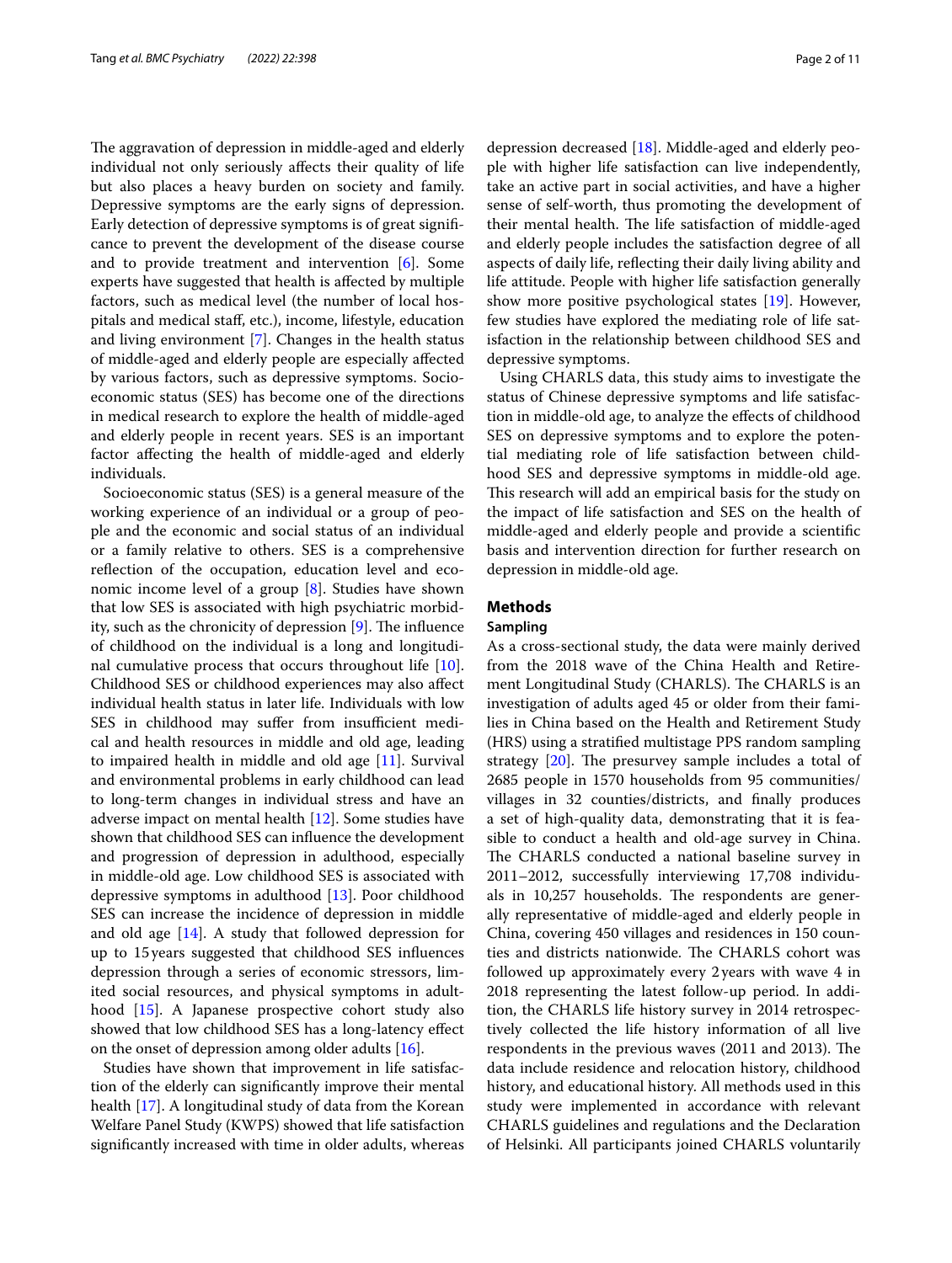The aggravation of depression in middle-aged and elderly individual not only seriously affects their quality of life but also places a heavy burden on society and family. Depressive symptoms are the early signs of depression. Early detection of depressive symptoms is of great significance to prevent the development of the disease course and to provide treatment and intervention [6]. Some experts have suggested that health is affected by multiple factors, such as medical level (the number of local hospitals and medical staff, etc.), income, lifestyle, education and living environment [7]. Changes in the health status of middle-aged and elderly people are especially affected by various factors, such as depressive symptoms. Socioeconomic status (SES) has become one of the directions in medical research to explore the health of middle-aged and elderly people in recent years. SES is an important factor affecting the health of middle-aged and elderly individuals.

Socioeconomic status (SES) is a general measure of the working experience of an individual or a group of people and the economic and social status of an individual or a family relative to others. SES is a comprehensive reflection of the occupation, education level and economic income level of a group [8]. Studies have shown that low SES is associated with high psychiatric morbidity, such as the chronicity of depression [9]. The influence of childhood on the individual is a long and longitudinal cumulative process that occurs throughout life [10]. Childhood SES or childhood experiences may also affect individual health status in later life. Individuals with low SES in childhood may suffer from insufficient medical and health resources in middle and old age, leading to impaired health in middle and old age [11]. Survival and environmental problems in early childhood can lead to long-term changes in individual stress and have an adverse impact on mental health [12]. Some studies have shown that childhood SES can influence the development and progression of depression in adulthood, especially in middle-old age. Low childhood SES is associated with depressive symptoms in adulthood [13]. Poor childhood SES can increase the incidence of depression in middle and old age [14]. A study that followed depression for up to 15 years suggested that childhood SES influences depression through a series of economic stressors, limited social resources, and physical symptoms in adulthood [15]. A Japanese prospective cohort study also showed that low childhood SES has a long-latency effect on the onset of depression among older adults [16].

Studies have shown that improvement in life satisfaction of the elderly can significantly improve their mental health [17]. A longitudinal study of data from the Korean Welfare Panel Study (KWPS) showed that life satisfaction significantly increased with time in older adults, whereas depression decreased [18]. Middle-aged and elderly people with higher life satisfaction can live independently, take an active part in social activities, and have a higher sense of self-worth, thus promoting the development of their mental health. The life satisfaction of middle-aged and elderly people includes the satisfaction degree of all aspects of daily life, reflecting their daily living ability and life attitude. People with higher life satisfaction generally show more positive psychological states [19]. However, few studies have explored the mediating role of life satisfaction in the relationship between childhood SES and depressive symptoms.

Using CHARLS data, this study aims to investigate the status of Chinese depressive symptoms and life satisfaction in middle-old age, to analyze the effects of childhood SES on depressive symptoms and to explore the potential mediating role of life satisfaction between childhood SES and depressive symptoms in middle-old age. This research will add an empirical basis for the study on the impact of life satisfaction and SES on the health of middle-aged and elderly people and provide a scientific basis and intervention direction for further research on depression in middle-old age.

## Methods

### Sampling

As a cross-sectional study, the data were mainly derived from the 2018 wave of the China Health and Retirement Longitudinal Study (CHARLS). The CHARLS is an investigation of adults aged 45 or older from their families in China based on the Health and Retirement Study (HRS) using a stratified multistage PPS random sampling strategy [20]. The presurvey sample includes a total of 2685 people in 1570 households from 95 communities/villages in 32 counties/districts, and finally produces a set of high-quality data, demonstrating that it is feasible to conduct a health and old-age survey in China. The CHARLS conducted a national baseline survey in 2011–2012, successfully interviewing 17,708 individuals in 10,257 households. The respondents are generally representative of middle-aged and elderly people in China, covering 450 villages and residences in 150 counties and districts nationwide. The CHARLS cohort was followed up approximately every 2 years with wave 4 in 2018 representing the latest follow-up period. In addition, the CHARLS life history survey in 2014 retrospectively collected the life history information of all live respondents in the previous waves (2011 and 2013). The data include residence and relocation history, childhood history, and educational history. All methods used in this study were implemented in accordance with relevant CHARLS guidelines and regulations and the Declaration of Helsinki. All participants joined CHARLS voluntarily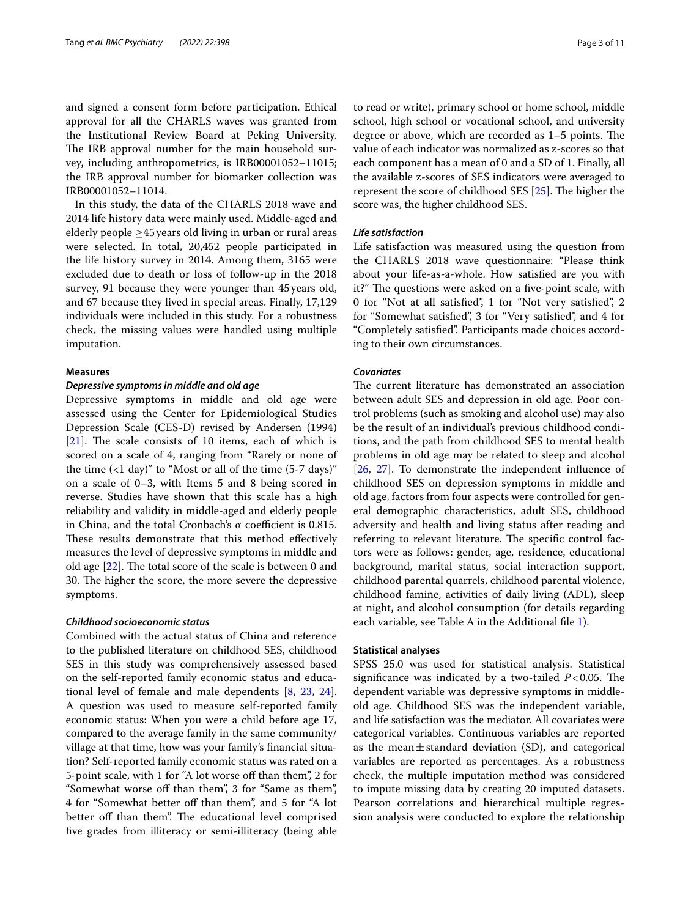and signed a consent form before participation. Ethical approval for all the CHARLS waves was granted from the Institutional Review Board at Peking University. The IRB approval number for the main household survey, including anthropometrics, is IRB00001052–11015; the IRB approval number for biomarker collection was IRB00001052–11014.

In this study, the data of the CHARLS 2018 wave and 2014 life history data were mainly used. Middle-aged and elderly people ≥45 years old living in urban or rural areas were selected. In total, 20,452 people participated in the life history survey in 2014. Among them, 3165 were excluded due to death or loss of follow-up in the 2018 survey, 91 because they were younger than 45 years old, and 67 because they lived in special areas. Finally, 17,129 individuals were included in this study. For a robustness check, the missing values were handled using multiple imputation.

### Measures

#### *Depressive symptoms in middle and old age*

Depressive symptoms in middle and old age were assessed using the Center for Epidemiological Studies Depression Scale (CES-D) revised by Andersen (1994) [21]. The scale consists of 10 items, each of which is scored on a scale of 4, ranging from "Rarely or none of the time (<1 day)" to "Most or all of the time (5-7 days)" on a scale of 0–3, with Items 5 and 8 being scored in reverse. Studies have shown that this scale has a high reliability and validity in middle-aged and elderly people in China, and the total Cronbach's α coefficient is 0.815. These results demonstrate that this method effectively measures the level of depressive symptoms in middle and old age [22]. The total score of the scale is between 0 and 30. The higher the score, the more severe the depressive symptoms.

#### *Childhood socioeconomic status*

Combined with the actual status of China and reference to the published literature on childhood SES, childhood SES in this study was comprehensively assessed based on the self-reported family economic status and educational level of female and male dependents [8, 23, 24]. A question was used to measure self-reported family economic status: When you were a child before age 17, compared to the average family in the same community/village at that time, how was your family's financial situation? Self-reported family economic status was rated on a 5-point scale, with 1 for "A lot worse off than them", 2 for "Somewhat worse off than them", 3 for "Same as them", 4 for "Somewhat better off than them", and 5 for "A lot better off than them". The educational level comprised five grades from illiteracy or semi-illiteracy (being able to read or write), primary school or home school, middle school, high school or vocational school, and university degree or above, which are recorded as 1–5 points. The value of each indicator was normalized as z-scores so that each component has a mean of 0 and a SD of 1. Finally, all the available z-scores of SES indicators were averaged to represent the score of childhood SES [25]. The higher the score was, the higher childhood SES.

#### *Life satisfaction*

Life satisfaction was measured using the question from the CHARLS 2018 wave questionnaire: "Please think about your life-as-a-whole. How satisfied are you with it?" The questions were asked on a five-point scale, with 0 for "Not at all satisfied", 1 for "Not very satisfied", 2 for "Somewhat satisfied", 3 for "Very satisfied", and 4 for "Completely satisfied". Participants made choices according to their own circumstances.

#### *Covariates*

The current literature has demonstrated an association between adult SES and depression in old age. Poor control problems (such as smoking and alcohol use) may also be the result of an individual's previous childhood conditions, and the path from childhood SES to mental health problems in old age may be related to sleep and alcohol [26, 27]. To demonstrate the independent influence of childhood SES on depression symptoms in middle and old age, factors from four aspects were controlled for general demographic characteristics, adult SES, childhood adversity and health and living status after reading and referring to relevant literature. The specific control factors were as follows: gender, age, residence, educational background, marital status, social interaction support, childhood parental quarrels, childhood parental violence, childhood famine, activities of daily living (ADL), sleep at night, and alcohol consumption (for details regarding each variable, see Table A in the Additional file 1).

### Statistical analyses

SPSS 25.0 was used for statistical analysis. Statistical significance was indicated by a two-tailed $P < 0.05$. The dependent variable was depressive symptoms in middle-old age. Childhood SES was the independent variable, and life satisfaction was the mediator. All covariates were categorical variables. Continuous variables are reported as the mean ± standard deviation (SD), and categorical variables are reported as percentages. As a robustness check, the multiple imputation method was considered to impute missing data by creating 20 imputed datasets. Pearson correlations and hierarchical multiple regression analysis were conducted to explore the relationship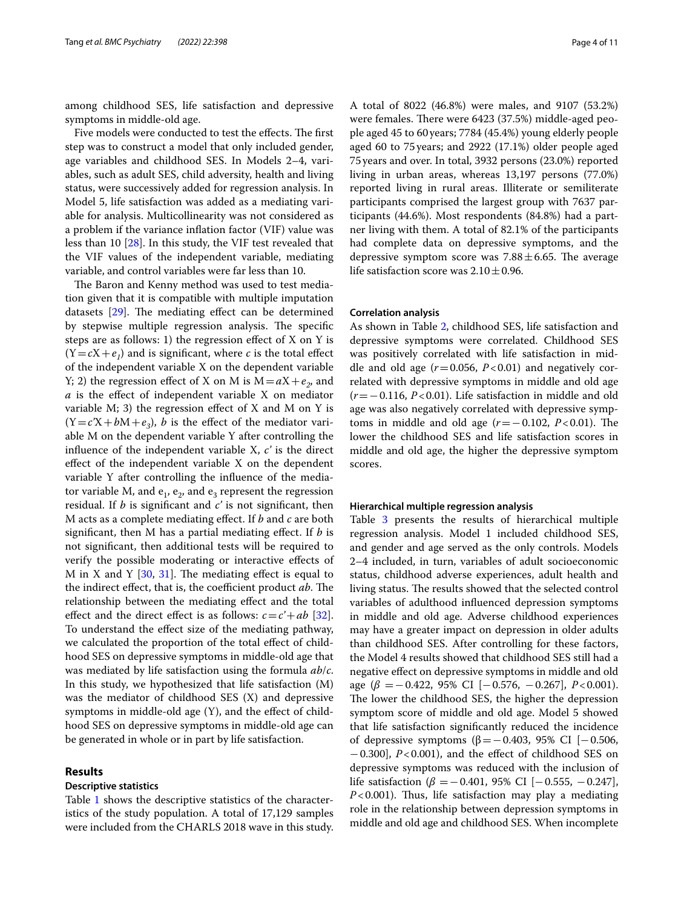among childhood SES, life satisfaction and depressive symptoms in middle-old age.

Five models were conducted to test the effects. The first step was to construct a model that only included gender, age variables and childhood SES. In Models 2–4, variables, such as adult SES, child adversity, health and living status, were successively added for regression analysis. In Model 5, life satisfaction was added as a mediating variable for analysis. Multicollinearity was not considered as a problem if the variance inflation factor (VIF) value was less than 10 [28]. In this study, the VIF test revealed that the VIF values of the independent variable, mediating variable, and control variables were far less than 10.

The Baron and Kenny method was used to test mediation given that it is compatible with multiple imputation datasets [29]. The mediating effect can be determined by stepwise multiple regression analysis. The specific steps are as follows: 1) the regression effect of X on Y is ($Y = cX + e_1$) and is significant, where *c* is the total effect of the independent variable X on the dependent variable Y; 2) the regression effect of X on M is $M = aX + e_2$, and *a* is the effect of independent variable X on mediator variable M; 3) the regression effect of X and M on Y is ($Y = c'X + bM + e_3$), *b* is the effect of the mediator variable M on the dependent variable Y after controlling the influence of the independent variable X, *c'* is the direct effect of the independent variable X on the dependent variable Y after controlling the influence of the mediator variable M, and $e_1$, $e_2$, and $e_3$ represent the regression residual. If *b* is significant and *c'* is not significant, then M acts as a complete mediating effect. If *b* and *c* are both significant, then M has a partial mediating effect. If *b* is not significant, then additional tests will be required to verify the possible moderating or interactive effects of M in X and Y [30, 31]. The mediating effect is equal to the indirect effect, that is, the coefficient product *ab*. The relationship between the mediating effect and the total effect and the direct effect is as follows: $c = c' + ab$ [32]. To understand the effect size of the mediating pathway, we calculated the proportion of the total effect of childhood SES on depressive symptoms in middle-old age that was mediated by life satisfaction using the formula *ab*/*c*. In this study, we hypothesized that life satisfaction (M) was the mediator of childhood SES (X) and depressive symptoms in middle-old age (Y), and the effect of childhood SES on depressive symptoms in middle-old age can be generated in whole or in part by life satisfaction.

## Results

### Descriptive statistics

Table 1 shows the descriptive statistics of the characteristics of the study population. A total of 17,129 samples were included from the CHARLS 2018 wave in this study. A total of 8022 (46.8%) were males, and 9107 (53.2%) were females. There were 6423 (37.5%) middle-aged people aged 45 to 60 years; 7784 (45.4%) young elderly people aged 60 to 75 years; and 2922 (17.1%) older people aged 75 years and over. In total, 3932 persons (23.0%) reported living in urban areas, whereas 13,197 persons (77.0%) reported living in rural areas. Illiterate or semiliterate participants comprised the largest group with 7637 participants (44.6%). Most respondents (84.8%) had a partner living with them. A total of 82.1% of the participants had complete data on depressive symptoms, and the depressive symptom score was $7.88 \pm 6.65$. The average life satisfaction score was $2.10 \pm 0.96$.

### Correlation analysis

As shown in Table 2, childhood SES, life satisfaction and depressive symptoms were correlated. Childhood SES was positively correlated with life satisfaction in middle and old age ($r = 0.056$, $P < 0.01$) and negatively correlated with depressive symptoms in middle and old age ($r = -0.116$, $P < 0.01$). Life satisfaction in middle and old age was also negatively correlated with depressive symptoms in middle and old age ($r = -0.102$, $P < 0.01$). The lower the childhood SES and life satisfaction scores in middle and old age, the higher the depressive symptom scores.

### Hierarchical multiple regression analysis

Table 3 presents the results of hierarchical multiple regression analysis. Model 1 included childhood SES, and gender and age served as the only controls. Models 2–4 included, in turn, variables of adult socioeconomic status, childhood adverse experiences, adult health and living status. The results showed that the selected control variables of adulthood influenced depression symptoms in middle and old age. Adverse childhood experiences may have a greater impact on depression in older adults than childhood SES. After controlling for these factors, the Model 4 results showed that childhood SES still had a negative effect on depressive symptoms in middle and old age ($\beta = -0.422$, 95% CI [$-0.576$, $-0.267$], $P < 0.001$). The lower the childhood SES, the higher the depression symptom score of middle and old age. Model 5 showed that life satisfaction significantly reduced the incidence of depressive symptoms ($\beta = -0.403$, 95% CI [$-0.506$, $-0.300$], $P < 0.001$), and the effect of childhood SES on depressive symptoms was reduced with the inclusion of life satisfaction ($\beta = -0.401$, 95% CI [$-0.555$, $-0.247$], $P < 0.001$). Thus, life satisfaction may play a mediating role in the relationship between depression symptoms in middle and old age and childhood SES. When incomplete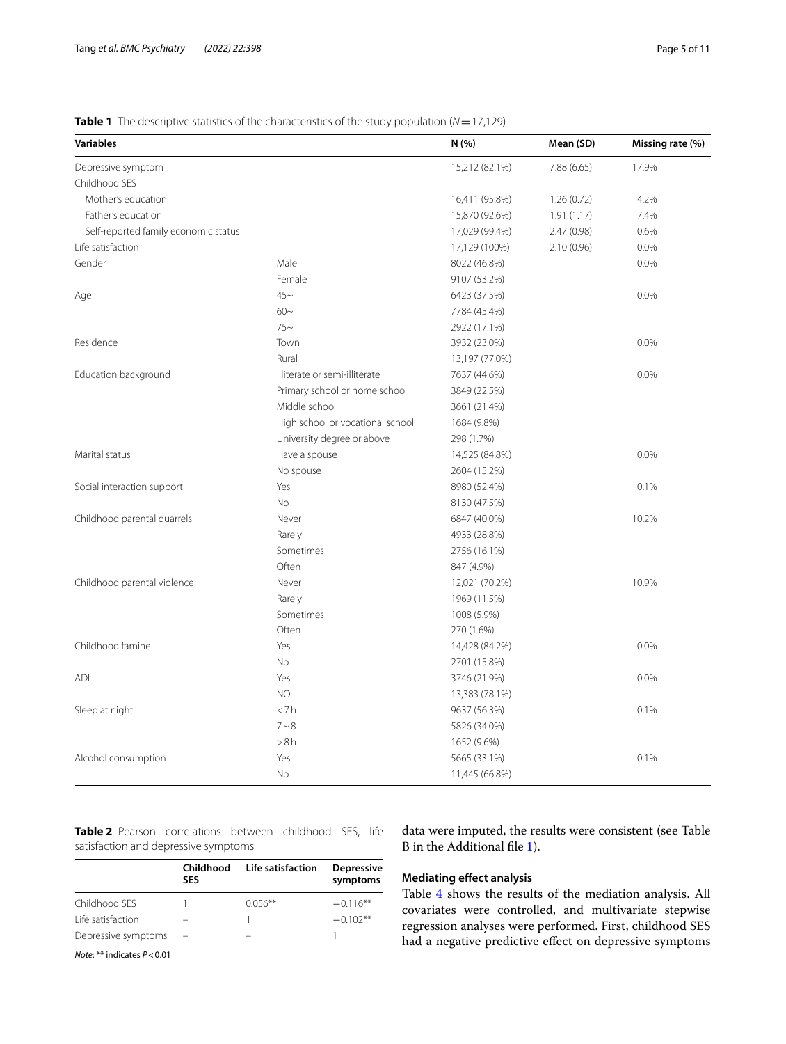**Table 1** The descriptive statistics of the characteristics of the study population ($N = 17{,}129$)

| Variables | | N (%) | Mean (SD) | Missing rate (%) |
|---|---|---|---|---|
| Depressive symptom | | 15,212 (82.1%) | 7.88 (6.65) | 17.9% |
| Childhood SES | | | | |
| Mother's education | | 16,411 (95.8%) | 1.26 (0.72) | 4.2% |
| Father's education | | 15,870 (92.6%) | 1.91 (1.17) | 7.4% |
| Self-reported family economic status | | 17,029 (99.4%) | 2.47 (0.98) | 0.6% |
| Life satisfaction | | 17,129 (100%) | 2.10 (0.96) | 0.0% |
| Gender | Male | 8022 (46.8%) | | 0.0% |
| | Female | 9107 (53.2%) | | |
| Age | 45~ | 6423 (37.5%) | | 0.0% |
| | 60~ | 7784 (45.4%) | | |
| | 75~ | 2922 (17.1%) | | |
| Residence | Town | 3932 (23.0%) | | 0.0% |
| | Rural | 13,197 (77.0%) | | |
| Education background | Illiterate or semi-illiterate | 7637 (44.6%) | | 0.0% |
| | Primary school or home school | 3849 (22.5%) | | |
| | Middle school | 3661 (21.4%) | | |
| | High school or vocational school | 1684 (9.8%) | | |
| | University degree or above | 298 (1.7%) | | |
| Marital status | Have a spouse | 14,525 (84.8%) | | 0.0% |
| | No spouse | 2604 (15.2%) | | |
| Social interaction support | Yes | 8980 (52.4%) | | 0.1% |
| | No | 8130 (47.5%) | | |
| Childhood parental quarrels | Never | 6847 (40.0%) | | 10.2% |
| | Rarely | 4933 (28.8%) | | |
| | Sometimes | 2756 (16.1%) | | |
| | Often | 847 (4.9%) | | |
| Childhood parental violence | Never | 12,021 (70.2%) | | 10.9% |
| | Rarely | 1969 (11.5%) | | |
| | Sometimes | 1008 (5.9%) | | |
| | Often | 270 (1.6%) | | |
| Childhood famine | Yes | 14,428 (84.2%) | | 0.0% |
| | No | 2701 (15.8%) | | |
| ADL | Yes | 3746 (21.9%) | | 0.0% |
| | NO | 13,383 (78.1%) | | |
| Sleep at night | <7 h | 9637 (56.3%) | | 0.1% |
| | 7 ~ 8 | 5826 (34.0%) | | |
| | >8 h | 1652 (9.6%) | | |
| Alcohol consumption | Yes | 5665 (33.1%) | | 0.1% |
| | No | 11,445 (66.8%) | | |

**Table 2** Pearson correlations between childhood SES, life satisfaction and depressive symptoms

| | Childhood SES | Life satisfaction | Depressive symptoms |
|---|---|---|---|
| Childhood SES | 1 | 0.056** | −0.116** |
| Life satisfaction | – | 1 | −0.102** |
| Depressive symptoms | – | – | 1 |

*Note*: ** indicates $P < 0.01$

data were imputed, the results were consistent (see Table B in the Additional file 1).

### Mediating effect analysis

Table 4 shows the results of the mediation analysis. All covariates were controlled, and multivariate stepwise regression analyses were performed. First, childhood SES had a negative predictive effect on depressive symptoms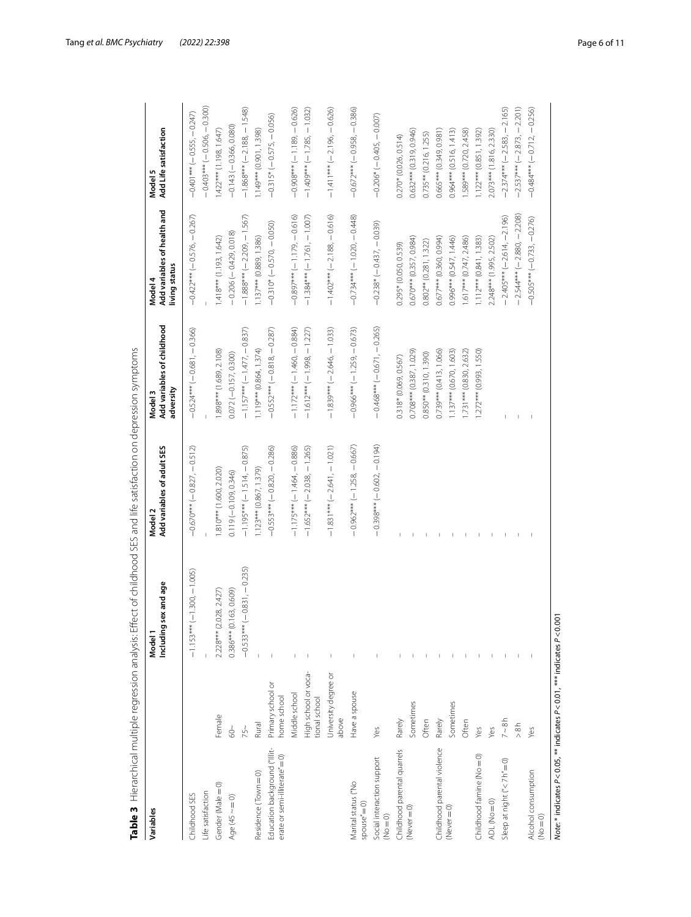**Table 3** Hierarchical multiple regression analysis: Effect of childhood SES and life satisfaction on depression symptoms

| Variables | | Model 1 Including sex and age | Model 2 Add variables of adult SES | Model 3 Add variables of childhood adversity | Model 4 Add variables of health and living status | Model 5 Add Life satisfaction |
|---|---|---|---|---|---|---|
| Childhood SES | | −1.153*** (−1.300, −1.005) | −0.670*** (−0.827, −0.512) | −0.524*** (−0.681, −0.366) | −0.422*** (−0.576, −0.267) | −0.401*** (−0.555, −0.247) |
| Life satisfaction | | – | – | – | – | −0.403*** (−0.506, −0.300) |
| Gender (Male = 0) | Female | 2.228*** (2.028, 2.427) | 1.810*** (1.600, 2.020) | 1.898*** (1.689, 2.108) | 1.418*** (1.193, 1.642) | 1.422*** (1.198, 1.647) |
| Age (45 ~ = 0) | 60~ | 0.386*** (0.163, 0.609) | 0.119 (−0.109, 0.346) | 0.072 (−0.157, 0.300) | −0.206 (−0.429, 0.018) | −0.143 (−0.366, 0.080) |
| | 75~ | −0.533*** (−0.831, −0.235) | −1.195*** (−1.514, −0.875) | −1.157*** (−1.477, −0.837) | −1.888*** (−2.209, −1.567) | −1.868*** (−2.188, −1.548) |
| Residence (Town = 0) | Rural | – | 1.123*** (0.867, 1.379) | 1.119*** (0.864, 1.374) | 1.137*** (0.889, 1.386) | 1.149*** (0.901, 1.398) |
| Education background ("Illiterate or semi-illiterate" = 0) | Primary school or home school | – | −0.553*** (−0.820, −0.286) | −0.552*** (−0.818, −0.287) | −0.310* (−0.570, −0.050) | −0.315* (−0.575, −0.056) |
| | Middle school | – | −1.175*** (−1.464, −0.886) | −1.172*** (−1.460, −0.884) | −0.897*** (−1.179, −0.616) | −0.908*** (−1.189, −0.626) |
| | High school or vocational school | – | −1.652*** (−2.038, −1.265) | −1.612*** (−1.998, −1.227) | −1.384*** (−1.761, −1.007) | −1.409*** (−1.785, −1.032) |
| | University degree or above | – | −1.831*** (−2.641, −1.021) | −1.839*** (−2.646, −1.033) | −1.402*** (−2.188, −0.616) | −1.411*** (−2.196, −0.626) |
| Marital status ("No spouse" = 0) | Have a spouse | – | −0.962*** (−1.258, −0.667) | −0.966*** (−1.259, −0.673) | −0.734*** (−1.020, −0.448) | −0.672*** (−0.958, −0.386) |
| Social interaction support (No = 0) | Yes | – | −0.398*** (−0.602, −0.194) | −0.468*** (−0.671, −0.265) | −0.238* (−0.437, −0.039) | −0.206* (−0.405, −0.007) |
| Childhood parental quarrels (Never = 0) | Rarely | – | – | 0.318* (0.069, 0.567) | 0.295* (0.050, 0.539) | 0.270* (0.026, 0.514) |
| | Sometimes | – | – | 0.708*** (0.387, 1.029) | 0.670*** (0.357, 0.984) | 0.632*** (0.319, 0.946) |
| | Often | – | – | 0.850** (0.310, 1.390) | 0.802** (0.281, 1.322) | 0.735** (0.216, 1.255) |
| Childhood parental violence (Never = 0) | Rarely | – | – | 0.739*** (0.413, 1.066) | 0.677*** (0.360, 0.994) | 0.665*** (0.349, 0.981) |
| | Sometimes | – | – | 1.137*** (0.670, 1.603) | 0.996*** (0.547, 1.446) | 0.964*** (0.516, 1.413) |
| | Often | – | – | 1.731*** (0.830, 2.632) | 1.617*** (0.747, 2.486) | 1.589*** (0.720, 2.458) |
| Childhood famine (No = 0) | Yes | – | – | 1.272*** (0.993, 1.550) | 1.112*** (0.841, 1.383) | 1.122*** (0.851, 1.392) |
| ADL (No = 0) | Yes | – | – | – | 2.248*** (1.995, 2.502) | 2.073*** (1.816, 2.330) |
| Sleep at night ("< 7 h" = 0) | 7 ~ 8 h | – | – | – | −2.405*** (−2.614, −2.196) | −2.374*** (−2.583, −2.165) |
| | > 8 h | – | – | – | −2.544*** (−2.880, −2.208) | −2.537*** (−2.873, −2.201) |
| Alcohol consumption (No = 0) | Yes | – | – | – | −0.505*** (−0.733, −0.276) | −0.484*** (−0.712, −0.256) |

*Note*: * indicates $P < 0.05$, ** indicates $P < 0.01$, *** indicates $P < 0.001$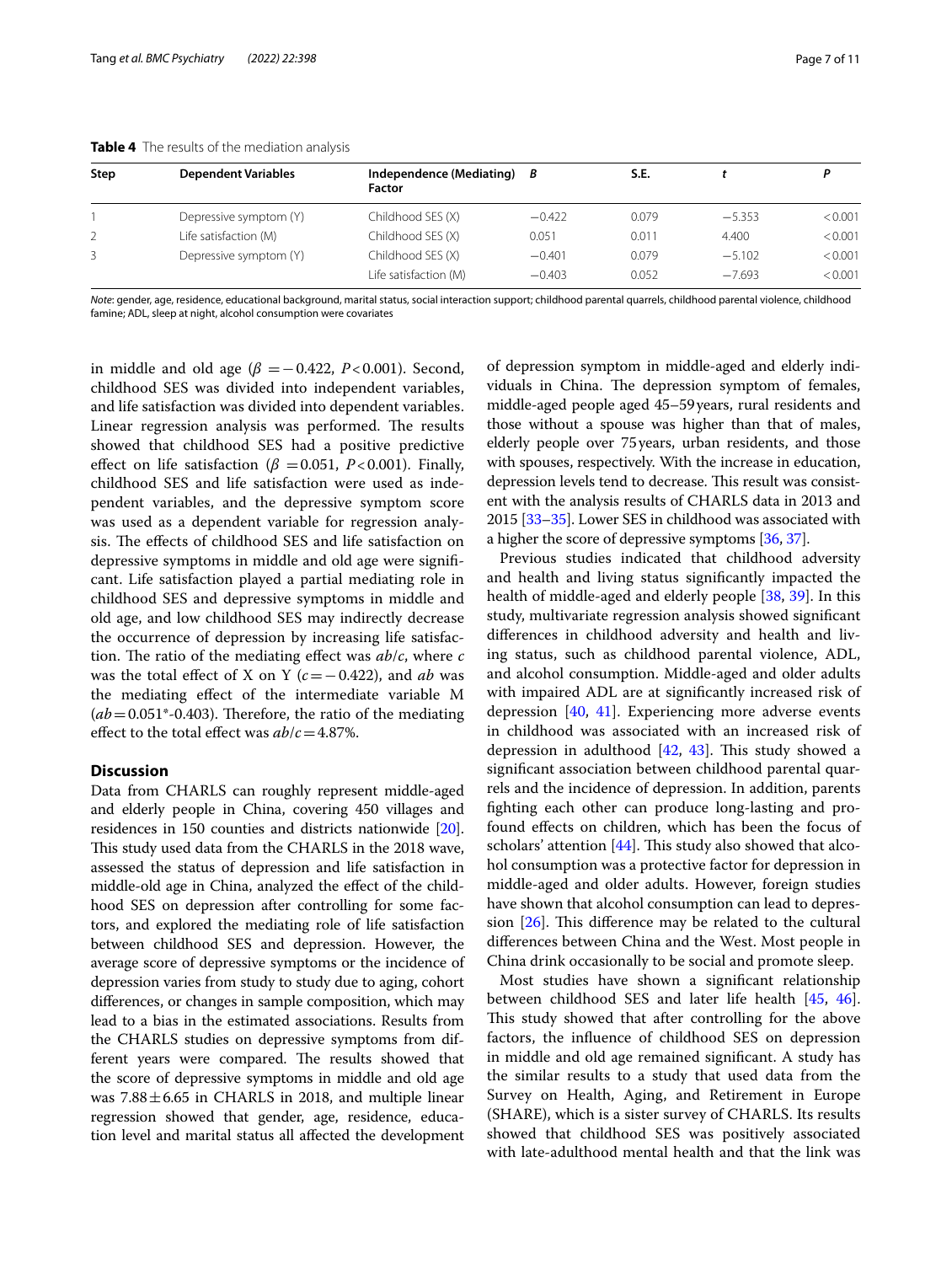**Table 4** The results of the mediation analysis

| Step | Dependent Variables | Independence (Mediating) Factor | *B* | S.E. | *t* | *P* |
|---|---|---|---|---|---|---|
| 1 | Depressive symptom (Y) | Childhood SES (X) | −0.422 | 0.079 | −5.353 | <0.001 |
| 2 | Life satisfaction (M) | Childhood SES (X) | 0.051 | 0.011 | 4.400 | <0.001 |
| 3 | Depressive symptom (Y) | Childhood SES (X) | −0.401 | 0.079 | −5.102 | <0.001 |
| | | Life satisfaction (M) | −0.403 | 0.052 | −7.693 | <0.001 |

*Note*: gender, age, residence, educational background, marital status, social interaction support; childhood parental quarrels, childhood parental violence, childhood famine; ADL, sleep at night, alcohol consumption were covariates

in middle and old age ($\beta = -0.422$, $P<0.001$). Second, childhood SES was divided into independent variables, and life satisfaction was divided into dependent variables. Linear regression analysis was performed. The results showed that childhood SES had a positive predictive effect on life satisfaction ($\beta = 0.051$, $P<0.001$). Finally, childhood SES and life satisfaction were used as independent variables, and the depressive symptom score was used as a dependent variable for regression analysis. The effects of childhood SES and life satisfaction on depressive symptoms in middle and old age were significant. Life satisfaction played a partial mediating role in childhood SES and depressive symptoms in middle and old age, and low childhood SES may indirectly decrease the occurrence of depression by increasing life satisfaction. The ratio of the mediating effect was $ab/c$, where $c$ was the total effect of X on Y ($c = -0.422$), and $ab$ was the mediating effect of the intermediate variable M ($ab = 0.051$*-0.403). Therefore, the ratio of the mediating effect to the total effect was $ab/c = 4.87\%$.

## Discussion

Data from CHARLS can roughly represent middle-aged and elderly people in China, covering 450 villages and residences in 150 counties and districts nationwide [20]. This study used data from the CHARLS in the 2018 wave, assessed the status of depression and life satisfaction in middle-old age in China, analyzed the effect of the childhood SES on depression after controlling for some factors, and explored the mediating role of life satisfaction between childhood SES and depression. However, the average score of depressive symptoms or the incidence of depression varies from study to study due to aging, cohort differences, or changes in sample composition, which may lead to a bias in the estimated associations. Results from the CHARLS studies on depressive symptoms from different years were compared. The results showed that the score of depressive symptoms in middle and old age was $7.88 \pm 6.65$ in CHARLS in 2018, and multiple linear regression showed that gender, age, residence, education level and marital status all affected the development of depression symptom in middle-aged and elderly individuals in China. The depression symptom of females, middle-aged people aged 45–59 years, rural residents and those without a spouse was higher than that of males, elderly people over 75 years, urban residents, and those with spouses, respectively. With the increase in education, depression levels tend to decrease. This result was consistent with the analysis results of CHARLS data in 2013 and 2015 [33–35]. Lower SES in childhood was associated with a higher the score of depressive symptoms [36, 37].

Previous studies indicated that childhood adversity and health and living status significantly impacted the health of middle-aged and elderly people [38, 39]. In this study, multivariate regression analysis showed significant differences in childhood adversity and health and living status, such as childhood parental violence, ADL, and alcohol consumption. Middle-aged and older adults with impaired ADL are at significantly increased risk of depression [40, 41]. Experiencing more adverse events in childhood was associated with an increased risk of depression in adulthood [42, 43]. This study showed a significant association between childhood parental quarrels and the incidence of depression. In addition, parents fighting each other can produce long-lasting and profound effects on children, which has been the focus of scholars' attention [44]. This study also showed that alcohol consumption was a protective factor for depression in middle-aged and older adults. However, foreign studies have shown that alcohol consumption can lead to depression [26]. This difference may be related to the cultural differences between China and the West. Most people in China drink occasionally to be social and promote sleep.

Most studies have shown a significant relationship between childhood SES and later life health [45, 46]. This study showed that after controlling for the above factors, the influence of childhood SES on depression in middle and old age remained significant. A study has the similar results to a study that used data from the Survey on Health, Aging, and Retirement in Europe (SHARE), which is a sister survey of CHARLS. Its results showed that childhood SES was positively associated with late-adulthood mental health and that the link was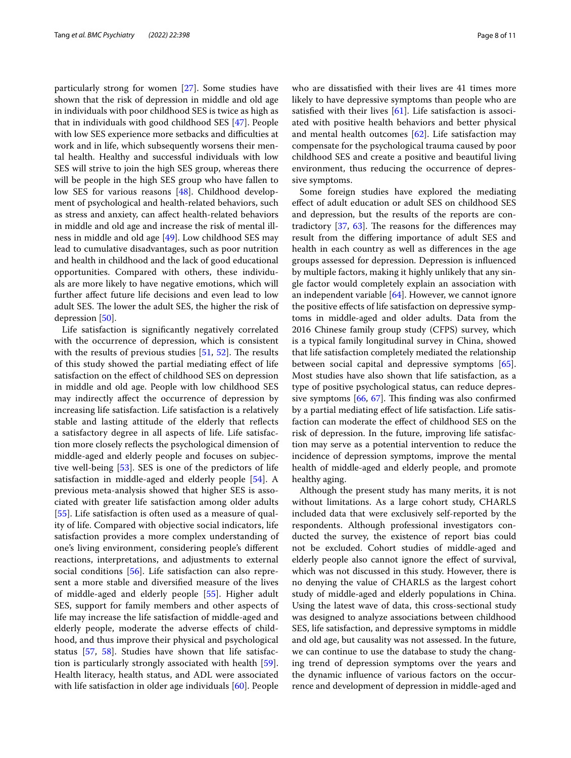particularly strong for women [27]. Some studies have shown that the risk of depression in middle and old age in individuals with poor childhood SES is twice as high as that in individuals with good childhood SES [47]. People with low SES experience more setbacks and difficulties at work and in life, which subsequently worsens their mental health. Healthy and successful individuals with low SES will strive to join the high SES group, whereas there will be people in the high SES group who have fallen to low SES for various reasons [48]. Childhood development of psychological and health-related behaviors, such as stress and anxiety, can affect health-related behaviors in middle and old age and increase the risk of mental illness in middle and old age [49]. Low childhood SES may lead to cumulative disadvantages, such as poor nutrition and health in childhood and the lack of good educational opportunities. Compared with others, these individuals are more likely to have negative emotions, which will further affect future life decisions and even lead to low adult SES. The lower the adult SES, the higher the risk of depression [50].

Life satisfaction is significantly negatively correlated with the occurrence of depression, which is consistent with the results of previous studies [51, 52]. The results of this study showed the partial mediating effect of life satisfaction on the effect of childhood SES on depression in middle and old age. People with low childhood SES may indirectly affect the occurrence of depression by increasing life satisfaction. Life satisfaction is a relatively stable and lasting attitude of the elderly that reflects a satisfactory degree in all aspects of life. Life satisfaction more closely reflects the psychological dimension of middle-aged and elderly people and focuses on subjective well-being [53]. SES is one of the predictors of life satisfaction in middle-aged and elderly people [54]. A previous meta-analysis showed that higher SES is associated with greater life satisfaction among older adults [55]. Life satisfaction is often used as a measure of quality of life. Compared with objective social indicators, life satisfaction provides a more complex understanding of one's living environment, considering people's different reactions, interpretations, and adjustments to external social conditions [56]. Life satisfaction can also represent a more stable and diversified measure of the lives of middle-aged and elderly people [55]. Higher adult SES, support for family members and other aspects of life may increase the life satisfaction of middle-aged and elderly people, moderate the adverse effects of childhood, and thus improve their physical and psychological status [57, 58]. Studies have shown that life satisfaction is particularly strongly associated with health [59]. Health literacy, health status, and ADL were associated with life satisfaction in older age individuals [60]. People who are dissatisfied with their lives are 41 times more likely to have depressive symptoms than people who are satisfied with their lives [61]. Life satisfaction is associated with positive health behaviors and better physical and mental health outcomes [62]. Life satisfaction may compensate for the psychological trauma caused by poor childhood SES and create a positive and beautiful living environment, thus reducing the occurrence of depressive symptoms.

Some foreign studies have explored the mediating effect of adult education or adult SES on childhood SES and depression, but the results of the reports are contradictory [37, 63]. The reasons for the differences may result from the differing importance of adult SES and health in each country as well as differences in the age groups assessed for depression. Depression is influenced by multiple factors, making it highly unlikely that any single factor would completely explain an association with an independent variable [64]. However, we cannot ignore the positive effects of life satisfaction on depressive symptoms in middle-aged and older adults. Data from the 2016 Chinese family group study (CFPS) survey, which is a typical family longitudinal survey in China, showed that life satisfaction completely mediated the relationship between social capital and depressive symptoms [65]. Most studies have also shown that life satisfaction, as a type of positive psychological status, can reduce depressive symptoms [66, 67]. This finding was also confirmed by a partial mediating effect of life satisfaction. Life satisfaction can moderate the effect of childhood SES on the risk of depression. In the future, improving life satisfaction may serve as a potential intervention to reduce the incidence of depression symptoms, improve the mental health of middle-aged and elderly people, and promote healthy aging.

Although the present study has many merits, it is not without limitations. As a large cohort study, CHARLS included data that were exclusively self-reported by the respondents. Although professional investigators conducted the survey, the existence of report bias could not be excluded. Cohort studies of middle-aged and elderly people also cannot ignore the effect of survival, which was not discussed in this study. However, there is no denying the value of CHARLS as the largest cohort study of middle-aged and elderly populations in China. Using the latest wave of data, this cross-sectional study was designed to analyze associations between childhood SES, life satisfaction, and depressive symptoms in middle and old age, but causality was not assessed. In the future, we can continue to use the database to study the changing trend of depression symptoms over the years and the dynamic influence of various factors on the occurrence and development of depression in middle-aged and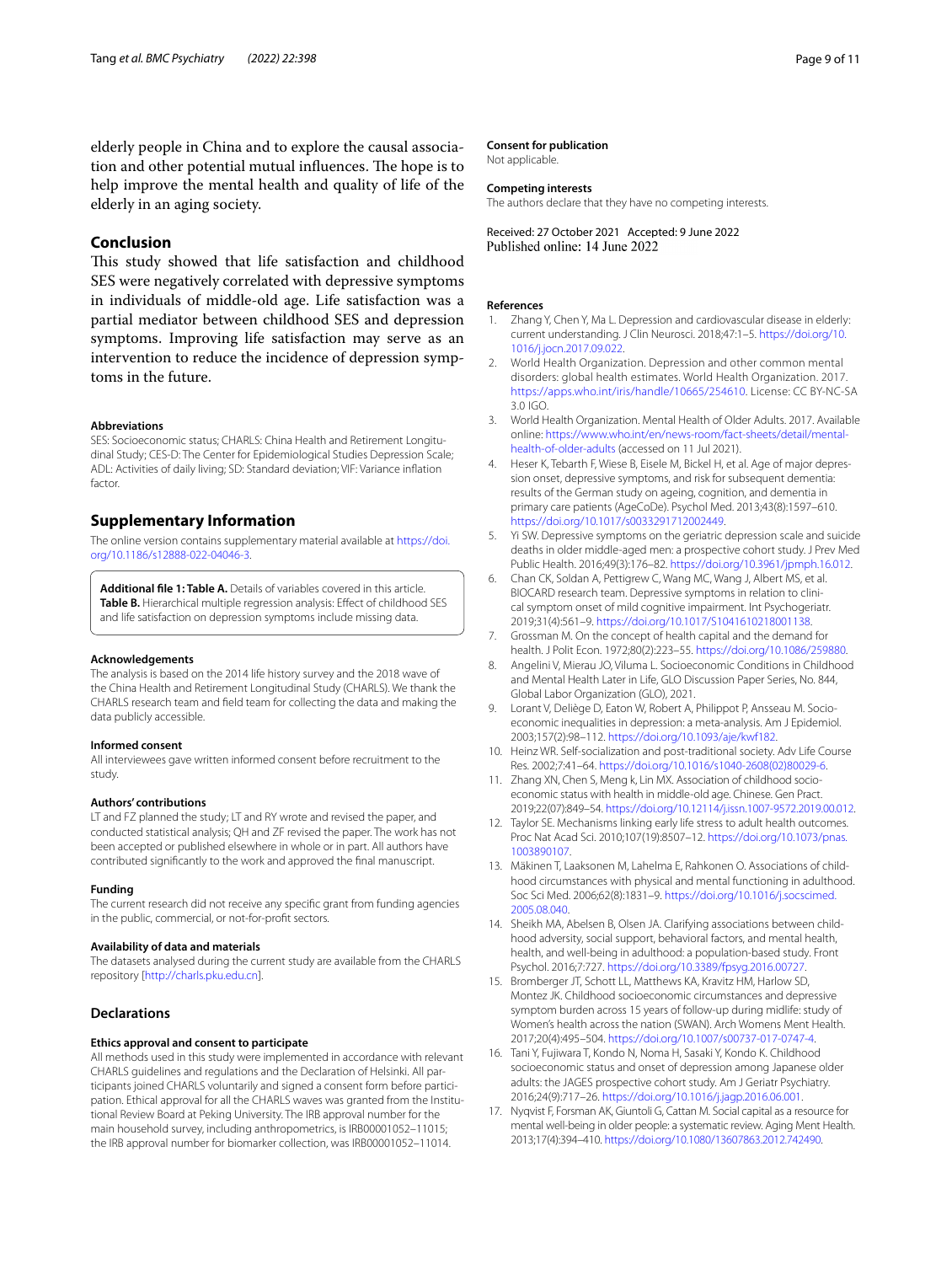elderly people in China and to explore the causal association and other potential mutual influences. The hope is to help improve the mental health and quality of life of the elderly in an aging society.

## Conclusion

This study showed that life satisfaction and childhood SES were negatively correlated with depressive symptoms in individuals of middle-old age. Life satisfaction was a partial mediator between childhood SES and depression symptoms. Improving life satisfaction may serve as an intervention to reduce the incidence of depression symptoms in the future.

#### Abbreviations

SES: Socioeconomic status; CHARLS: China Health and Retirement Longitudinal Study; CES-D: The Center for Epidemiological Studies Depression Scale; ADL: Activities of daily living; SD: Standard deviation; VIF: Variance inflation factor.

## Supplementary Information

The online version contains supplementary material available at https://doi.org/10.1186/s12888-022-04046-3.

**Additional file 1: Table A.** Details of variables covered in this article. **Table B.** Hierarchical multiple regression analysis: Effect of childhood SES and life satisfaction on depression symptoms include missing data.

#### Acknowledgements

The analysis is based on the 2014 life history survey and the 2018 wave of the China Health and Retirement Longitudinal Study (CHARLS). We thank the CHARLS research team and field team for collecting the data and making the data publicly accessible.

#### Informed consent

All interviewees gave written informed consent before recruitment to the study.

#### Authors' contributions

LT and FZ planned the study; LT and RY wrote and revised the paper, and conducted statistical analysis; QH and ZF revised the paper. The work has not been accepted or published elsewhere in whole or in part. All authors have contributed significantly to the work and approved the final manuscript.

#### Funding

The current research did not receive any specific grant from funding agencies in the public, commercial, or not-for-profit sectors.

#### Availability of data and materials

The datasets analysed during the current study are available from the CHARLS repository [http://charls.pku.edu.cn].

## Declarations

#### Ethics approval and consent to participate

All methods used in this study were implemented in accordance with relevant CHARLS guidelines and regulations and the Declaration of Helsinki. All participants joined CHARLS voluntarily and signed a consent form before participation. Ethical approval for all the CHARLS waves was granted from the Institutional Review Board at Peking University. The IRB approval number for the main household survey, including anthropometrics, is IRB00001052–11015; the IRB approval number for biomarker collection, was IRB00001052–11014.

#### Consent for publication

Not applicable.

#### Competing interests

The authors declare that they have no competing interests.

Received: 27 October 2021 Accepted: 9 June 2022
Published online: 14 June 2022

#### References

1. Zhang Y, Chen Y, Ma L. Depression and cardiovascular disease in elderly: current understanding. J Clin Neurosci. 2018;47:1–5. https://doi.org/10.1016/j.jocn.2017.09.022.
2. World Health Organization. Depression and other common mental disorders: global health estimates. World Health Organization. 2017. https://apps.who.int/iris/handle/10665/254610. License: CC BY-NC-SA 3.0 IGO.
3. World Health Organization. Mental Health of Older Adults. 2017. Available online: https://www.who.int/en/news-room/fact-sheets/detail/mental-health-of-older-adults (accessed on 11 Jul 2021).
4. Heser K, Tebarth F, Wiese B, Eisele M, Bickel H, et al. Age of major depression onset, depressive symptoms, and risk for subsequent dementia: results of the German study on ageing, cognition, and dementia in primary care patients (AgeCoDe). Psychol Med. 2013;43(8):1597–610. https://doi.org/10.1017/s0033291712002449.
5. Yi SW. Depressive symptoms on the geriatric depression scale and suicide deaths in older middle-aged men: a prospective cohort study. J Prev Med Public Health. 2016;49(3):176–82. https://doi.org/10.3961/jpmph.16.012.
6. Chan CK, Soldan A, Pettigrew C, Wang MC, Wang J, Albert MS, et al. BIOCARD research team. Depressive symptoms in relation to clinical symptom onset of mild cognitive impairment. Int Psychogeriatr. 2019;31(4):561–9. https://doi.org/10.1017/S1041610218001138.
7. Grossman M. On the concept of health capital and the demand for health. J Polit Econ. 1972;80(2):223–55. https://doi.org/10.1086/259880.
8. Angelini V, Mierau JO, Viluma L. Socioeconomic Conditions in Childhood and Mental Health Later in Life, GLO Discussion Paper Series, No. 844, Global Labor Organization (GLO), 2021.
9. Lorant V, Deliège D, Eaton W, Robert A, Philippot P, Ansseau M. Socioeconomic inequalities in depression: a meta-analysis. Am J Epidemiol. 2003;157(2):98–112. https://doi.org/10.1093/aje/kwf182.
10. Heinz WR. Self-socialization and post-traditional society. Adv Life Course Res. 2002;7:41–64. https://doi.org/10.1016/s1040-2608(02)80029-6.
11. Zhang XN, Chen S, Meng k, Lin MX. Association of childhood socioeconomic status with health in middle-old age. Chinese. Gen Pract. 2019;22(07):849–54. https://doi.org/10.12114/j.issn.1007-9572.2019.00.012.
12. Taylor SE. Mechanisms linking early life stress to adult health outcomes. Proc Nat Acad Sci. 2010;107(19):8507–12. https://doi.org/10.1073/pnas.1003890107.
13. Mäkinen T, Laaksonen M, Lahelma E, Rahkonen O. Associations of childhood circumstances with physical and mental functioning in adulthood. Soc Sci Med. 2006;62(8):1831–9. https://doi.org/10.1016/j.socscimed.2005.08.040.
14. Sheikh MA, Abelsen B, Olsen JA. Clarifying associations between childhood adversity, social support, behavioral factors, and mental health, health, and well-being in adulthood: a population-based study. Front Psychol. 2016;7:727. https://doi.org/10.3389/fpsyg.2016.00727.
15. Bromberger JT, Schott LL, Matthews KA, Kravitz HM, Harlow SD, Montez JK. Childhood socioeconomic circumstances and depressive symptom burden across 15 years of follow-up during midlife: study of Women's health across the nation (SWAN). Arch Womens Ment Health. 2017;20(4):495–504. https://doi.org/10.1007/s00737-017-0747-4.
16. Tani Y, Fujiwara T, Kondo N, Noma H, Sasaki Y, Kondo K. Childhood socioeconomic status and onset of depression among Japanese older adults: the JAGES prospective cohort study. Am J Geriatr Psychiatry. 2016;24(9):717–26. https://doi.org/10.1016/j.jagp.2016.06.001.
17. Nyqvist F, Forsman AK, Giuntoli G, Cattan M. Social capital as a resource for mental well-being in older people: a systematic review. Aging Ment Health. 2013;17(4):394–410. https://doi.org/10.1080/13607863.2012.742490.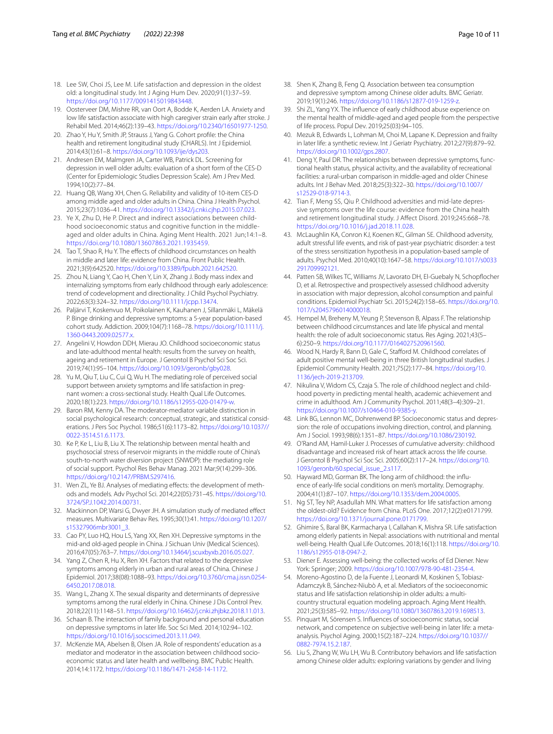18. Lee SW, Choi JS, Lee M. Life satisfaction and depression in the oldest old: a longitudinal study. Int J Aging Hum Dev. 2020;91(1):37–59. https://doi.org/10.1177/0091415019843448.
19. Oosterveer DM, Mishre RR, van Oort A, Bodde K, Aerden LA. Anxiety and low life satisfaction associate with high caregiver strain early after stroke. J Rehabil Med. 2014;46(2):139–43. https://doi.org/10.2340/16501977-1250.
20. Zhao Y, Hu Y, Smith JP, Strauss J, Yang G. Cohort profile: the China health and retirement longitudinal study (CHARLS). Int J Epidemiol. 2014;43(1):61–8. https://doi.org/10.1093/ije/dys203.
21. Andresen EM, Malmgren JA, Carter WB, Patrick DL. Screening for depression in well older adults: evaluation of a short form of the CES-D (Center for Epidemiologic Studies Depression Scale). Am J Prev Med. 1994;10(2):77–84.
22. Huang QB, Wang XH, Chen G. Reliability and validity of 10-item CES-D among middle aged and older adults in China. China J Health Psychol. 2015;23(7):1036–41. https://doi.org/10.13342/j.cnki.cjhp.2015.07.023.
23. Ye X, Zhu D, He P. Direct and indirect associations between childhood socioeconomic status and cognitive function in the middle-aged and older adults in China. Aging Ment Health. 2021 Jun;14:1–8. https://doi.org/10.1080/13607863.2021.1935459.
24. Tao T, Shao R, Hu Y. The effects of childhood circumstances on health in middle and later life: evidence from China. Front Public Health. 2021;3(9):642520. https://doi.org/10.3389/fpubh.2021.642520.
25. Zhou N, Liang Y, Cao H, Chen Y, Lin X, Zhang J. Body mass index and internalizing symptoms from early childhood through early adolescence: trend of codevelopment and directionality. J Child Psychol Psychiatry. 2022;63(3):324–32. https://doi.org/10.1111/jcpp.13474.
26. Paljärvi T, Koskenvuo M, Poikolainen K, Kauhanen J, Sillanmäki L, Mäkelä P. Binge drinking and depressive symptoms: a 5-year population-based cohort study. Addiction. 2009;104(7):1168–78. https://doi.org/10.1111/j.1360-0443.2009.02577.x.
27. Angelini V, Howdon DDH, Mierau JO. Childhood socioeconomic status and late-adulthood mental health: results from the survey on health, ageing and retirement in Europe. J Gerontol B Psychol Sci Soc Sci. 2019;74(1):95–104. https://doi.org/10.1093/geronb/gby028.
28. Yu M, Qiu T, Liu C, Cui Q, Wu H. The mediating role of perceived social support between anxiety symptoms and life satisfaction in pregnant women: a cross-sectional study. Health Qual Life Outcomes. 2020;18(1):223. https://doi.org/10.1186/s12955-020-01479-w.
29. Baron RM, Kenny DA. The moderator-mediator variable distinction in social psychological research: conceptual, strategic, and statistical considerations. J Pers Soc Psychol. 1986;51(6):1173–82. https://doi.org/10.1037//0022-3514.51.6.1173.
30. Ke P, Ke L, Liu B, Liu X. The relationship between mental health and psychosocial stress of reservoir migrants in the middle route of China's south-to-north water diversion project (SNWDP): the mediating role of social support. Psychol Res Behav Manag. 2021 Mar;9(14):299–306. https://doi.org/10.2147/PRBM.S297416.
31. Wen ZL, Ye BJ. Analyses of mediating effects: the development of methods and models. Adv Psychol Sci. 2014;22(05):731–45. https://doi.org/10.3724/SP.J.1042.2014.00731.
32. Mackinnon DP, Warsi G, Dwyer JH. A simulation study of mediated effect measures. Multivariate Behav Res. 1995;30(1):41. https://doi.org/10.1207/s15327906mbr3001_3.
33. Cao PY, Luo HQ, Hou LS, Yang XX, Ren XH. Depressive symptoms in the mid-and old-aged people in China. J Sichuan Univ (Medical Sciences). 2016;47(05):763–7. https://doi.org/10.13464/j.scuxbyxb.2016.05.027.
34. Yang Z, Chen R, Hu X, Ren XH. Factors that related to the depressive symptoms among elderly in urban and rural areas of China. Chinese J Epidemiol. 2017;38(08):1088–93. https://doi.org/10.3760/cma.j.issn.0254-6450.2017.08.018.
35. Wang L, Zhang X. The sexual disparity and determinants of depressive symptoms among the rural elderly in China. Chinese J Dis Control Prev. 2018;22(11):1148–51. https://doi.org/10.16462/j.cnki.zhjbkz.2018.11.013.
36. Schaan B. The interaction of family background and personal education on depressive symptoms in later life. Soc Sci Med. 2014;102:94–102. https://doi.org/10.1016/j.socscimed.2013.11.049.
37. McKenzie MA, Abelsen B, Olsen JA. Role of respondents' education as a mediator and moderator in the association between childhood socio-economic status and later health and wellbeing. BMC Public Health. 2014;14:1172. https://doi.org/10.1186/1471-2458-14-1172.
38. Shen K, Zhang B, Feng Q. Association between tea consumption and depressive symptom among Chinese older adults. BMC Geriatr. 2019;19(1):246. https://doi.org/10.1186/s12877-019-1259-z.
39. Shi ZL, Yang YX. The influence of early childhood abuse experience on the mental health of middle-aged and aged people from the perspective of life process. Popul Dev. 2019;25(03):94–105.
40. Mezuk B, Edwards L, Lohman M, Choi M, Lapane K. Depression and frailty in later life: a synthetic review. Int J Geriatr Psychiatry. 2012;27(9):879–92. https://doi.org/10.1002/gps.2807.
41. Deng Y, Paul DR. The relationships between depressive symptoms, functional health status, physical activity, and the availability of recreational facilities: a rural-urban comparison in middle-aged and older Chinese adults. Int J Behav Med. 2018;25(3):322–30. https://doi.org/10.1007/s12529-018-9714-3.
42. Tian F, Meng SS, Qiu P. Childhood adversities and mid-late depressive symptoms over the life course: evidence from the China health and retirement longitudinal study. J Affect Disord. 2019;245:668–78. https://doi.org/10.1016/j.jad.2018.11.028.
43. McLaughlin KA, Conron KJ, Koenen KC, Gilman SE. Childhood adversity, adult stressful life events, and risk of past-year psychiatric disorder: a test of the stress sensitization hypothesis in a population-based sample of adults. Psychol Med. 2010;40(10):1647–58. https://doi.org/10.1017/s0033291709992121.
44. Patten SB, Wilkes TC, Williams JV, Lavorato DH, El-Guebaly N, Schopflocher D, et al. Retrospective and prospectively assessed childhood adversity in association with major depression, alcohol consumption and painful conditions. Epidemiol Psychiatr Sci. 2015;24(2):158–65. https://doi.org/10.1017/s2045796014000018.
45. Hempel M, Breheny M, Yeung P, Stevenson B, Alpass F. The relationship between childhood circumstances and late life physical and mental health: the role of adult socioeconomic status. Res Aging. 2021;43(5–6):250–9. https://doi.org/10.1177/0164027520961560.
46. Wood N, Hardy R, Bann D, Gale C, Stafford M. Childhood correlates of adult positive mental well-being in three British longitudinal studies. J Epidemiol Community Health. 2021;75(2):177–84. https://doi.org/10.1136/jech-2019-213709.
47. Nikulina V, Widom CS, Czaja S. The role of childhood neglect and childhood poverty in predicting mental health, academic achievement and crime in adulthood. Am J Community Psychol. 2011;48(3–4):309–21. https://doi.org/10.1007/s10464-010-9385-y.
48. Link BG, Lennon MC, Dohrenwend BP. Socioeconomic status and depression: the role of occupations involving direction, control, and planning. Am J Sociol. 1993;98(6):1351–87. https://doi.org/10.1086/230192.
49. O'Rand AM, Hamil-Luker J. Processes of cumulative adversity: childhood disadvantage and increased risk of heart attack across the life course. J Gerontol B Psychol Sci Soc Sci. 2005;60(2):117–24. https://doi.org/10.1093/geronb/60.special_issue_2.s117.
50. Hayward MD, Gorman BK. The long arm of childhood: the influence of early-life social conditions on men's mortality. Demography. 2004;41(1):87–107. https://doi.org/10.1353/dem.2004.0005.
51. Ng ST, Tey NP, Asadullah MN. What matters for life satisfaction among the oldest-old? Evidence from China. PLoS One. 2017;12(2):e0171799. https://doi.org/10.1371/journal.pone.0171799.
52. Ghimire S, Baral BK, Karmacharya I, Callahan K, Mishra SR. Life satisfaction among elderly patients in Nepal: associations with nutritional and mental well-being. Health Qual Life Outcomes. 2018;16(1):118. https://doi.org/10.1186/s12955-018-0947-2.
53. Diener E. Assessing well-being: the collected works of Ed Diener. New York: Springer; 2009. https://doi.org/10.1007/978-90-481-2354-4.
54. Moreno-Agostino D, de la Fuente J, Leonardi M, Koskinen S, Tobiasz-Adamczyk B, Sánchez-Niubò A, et al. Mediators of the socioeconomic status and life satisfaction relationship in older adults: a multi-country structural equation modeling approach. Aging Ment Health. 2021;25(3):585–92. https://doi.org/10.1080/13607863.2019.1698513.
55. Pinquart M, Sörensen S. Influences of socioeconomic status, social network, and competence on subjective well-being in later life: a meta-analysis. Psychol Aging. 2000;15(2):187–224. https://doi.org/10.1037//0882-7974.15.2.187.
56. Liu S, Zhang W, Wu LH, Wu B. Contributory behaviors and life satisfaction among Chinese older adults: exploring variations by gender and living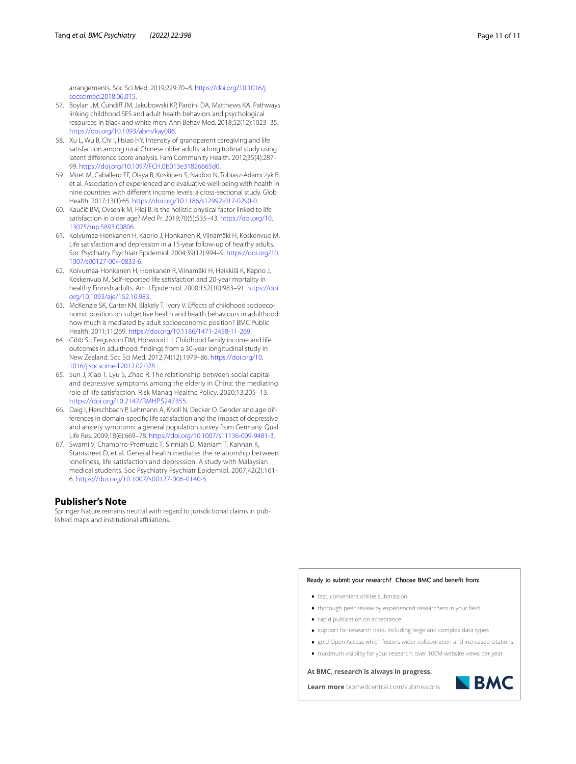arrangements. Soc Sci Med. 2019;229:70–8. https://doi.org/10.1016/j.socscimed.2018.06.015.

57. Boylan JM, Cundiff JM, Jakubowski KP, Pardini DA, Matthews KA. Pathways linking childhood SES and adult health behaviors and psychological resources in black and white men. Ann Behav Med. 2018;52(12):1023–35. https://doi.org/10.1093/abm/kay006.
58. Xu L, Wu B, Chi I, Hsiao HY. Intensity of grandparent caregiving and life satisfaction among rural Chinese older adults: a longitudinal study using latent difference score analysis. Fam Community Health. 2012;35(4):287–99. https://doi.org/10.1097/FCH.0b013e31826665d0.
59. Miret M, Caballero FF, Olaya B, Koskinen S, Naidoo N, Tobiasz-Adamczyk B, et al. Association of experienced and evaluative well-being with health in nine countries with different income levels: a cross-sectional study. Glob Health. 2017;13(1):65. https://doi.org/10.1186/s12992-017-0290-0.
60. Kaučič BM, Ovsenik M, Filej B. Is the holistic physical factor linked to life satisfaction in older age? Med Pr. 2019;70(5):535–43. https://doi.org/10.13075/mp.5893.00806.
61. Koivumaa-Honkanen H, Kaprio J, Honkanen R, Viinamäki H, Koskenvuo M. Life satisfaction and depression in a 15-year follow-up of healthy adults. Soc Psychiatry Psychiatr Epidemiol. 2004;39(12):994–9. https://doi.org/10.1007/s00127-004-0833-6.
62. Koivumaa-Honkanen H, Honkanen R, Viinamäki H, Heikkilä K, Kaprio J, Koskenvuo M. Self-reported life satisfaction and 20-year mortality in healthy Finnish adults. Am J Epidemiol. 2000;152(10):983–91. https://doi.org/10.1093/aje/152.10.983.
63. McKenzie SK, Carter KN, Blakely T, Ivory V. Effects of childhood socioeconomic position on subjective health and health behaviours in adulthood: how much is mediated by adult socioeconomic position? BMC Public Health. 2011;11:269. https://doi.org/10.1186/1471-2458-11-269.
64. Gibb SJ, Fergusson DM, Horwood LJ. Childhood family income and life outcomes in adulthood: findings from a 30-year longitudinal study in New Zealand. Soc Sci Med. 2012;74(12):1979–86. https://doi.org/10.1016/j.socscimed.2012.02.028.
65. Sun J, Xiao T, Lyu S, Zhao R. The relationship between social capital and depressive symptoms among the elderly in China: the mediating role of life satisfaction. Risk Manag Healthc Policy. 2020;13:205–13. https://doi.org/10.2147/RMHP.S247355.
66. Daig I, Herschbach P, Lehmann A, Knoll N, Decker O. Gender and age differences in domain-specific life satisfaction and the impact of depressive and anxiety symptoms: a general population survey from Germany. Qual Life Res. 2009;18(6):669–78. https://doi.org/10.1007/s11136-009-9481-3.
67. Swami V, Chamorro-Premuzic T, Sinniah D, Maniam T, Kannan K, Stanistreet D, et al. General health mediates the relationship between loneliness, life satisfaction and depression. A study with Malaysian medical students. Soc Psychiatry Psychiatr Epidemiol. 2007;42(2):161–6. https://doi.org/10.1007/s00127-006-0140-5.

## Publisher's Note

Springer Nature remains neutral with regard to jurisdictional claims in published maps and institutional affiliations.

Ready to submit your research? Choose BMC and benefit from:

- fast, convenient online submission
- thorough peer review by experienced researchers in your field
- rapid publication on acceptance
- support for research data, including large and complex data types
- gold Open Access which fosters wider collaboration and increased citations
- maximum visibility for your research: over 100M website views per year

**At BMC, research is always in progress.**

**Learn more** biomedcentral.com/submissions

BMC